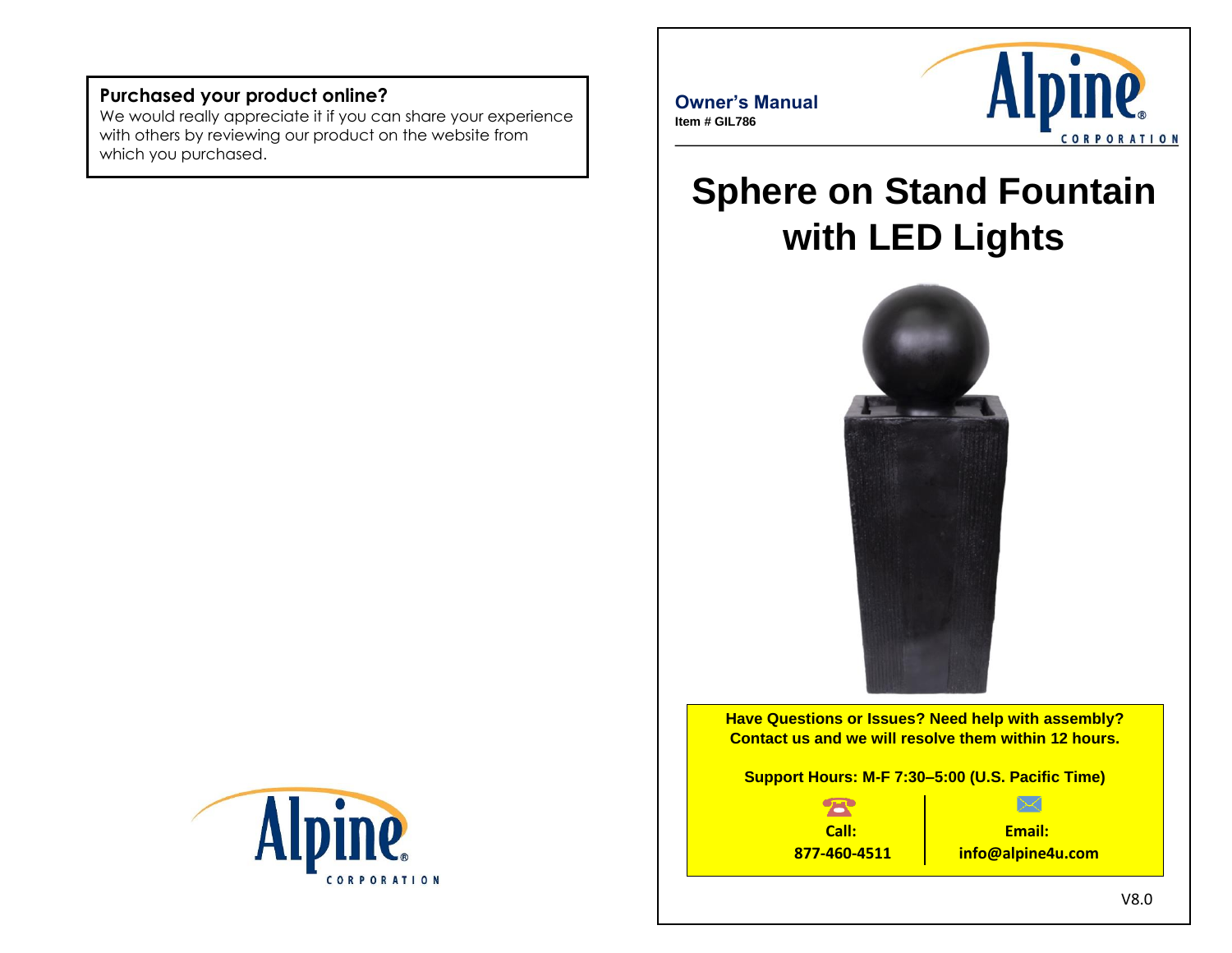**Purchased your product online?**
We would really appreciate it if you can share your experience with others by reviewing our product on the website from which you purchased.

**Owner's Manual**
**Item # GIL786**

# Sphere on Stand Fountain with LED Lights

**Have Questions or Issues? Need help with assembly?**
**Contact us and we will resolve them within 12 hours.**

**Support Hours: M-F 7:30–5:00 (U.S. Pacific Time)**

| **Call:** | **Email:** |
| --- | --- |
| **877-460-4511** | **info@alpine4u.com** |

V8.0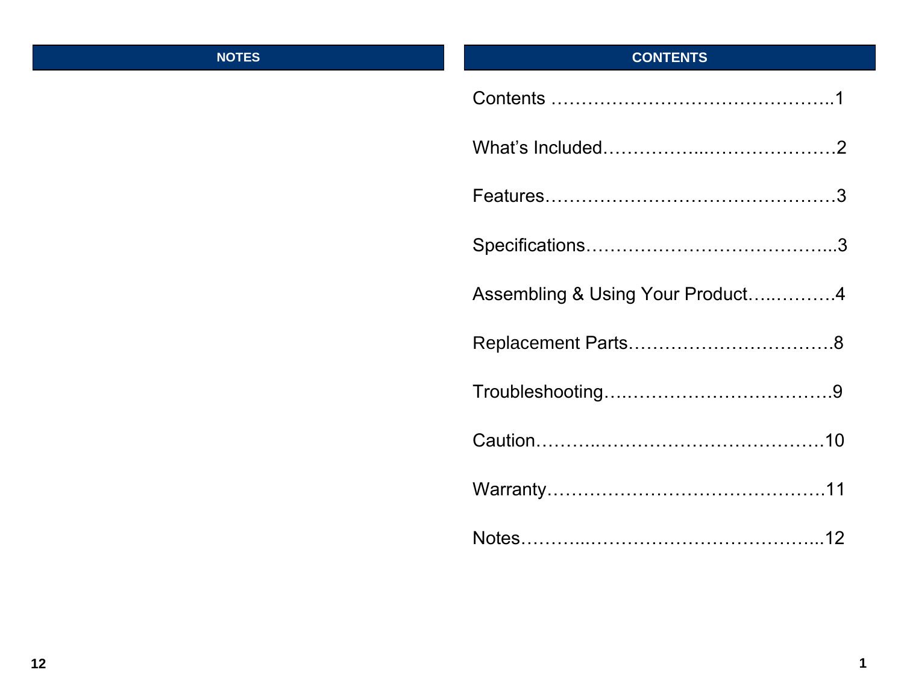## NOTES

## CONTENTS

Contents ………………………………………..1

What's Included……………...…………………2

Features…………………………………………3

Specifications…………………………………...3

Assembling & Using Your Product…..……….4

Replacement Parts…………………………….8

Troubleshooting….…………………………….9

Caution……….………………………………..10

Warranty………………………………………11

Notes………..………………………………...12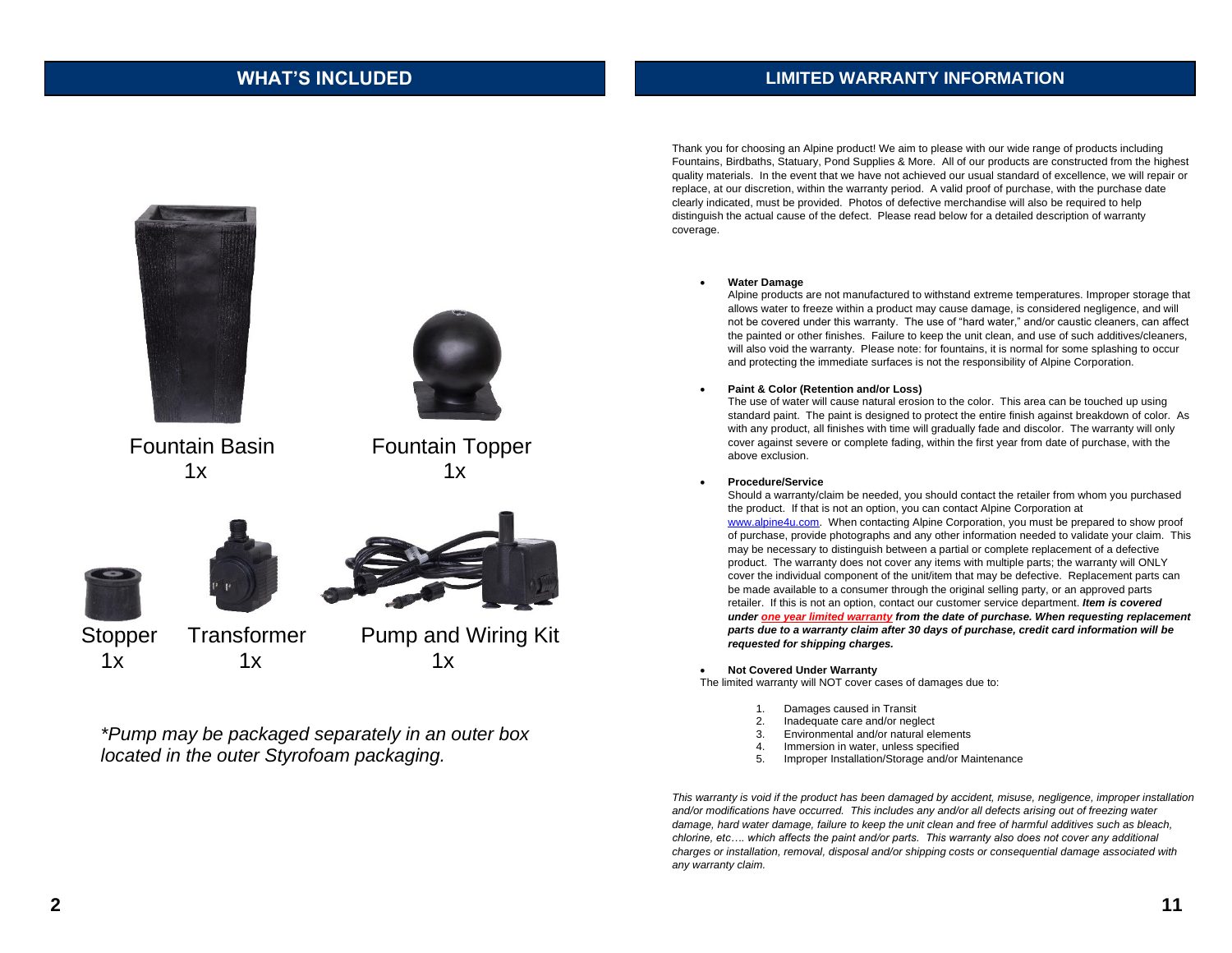## WHAT'S INCLUDED

Fountain Basin
1x

Fountain Topper
1x

Stopper
1x

Transformer
1x

Pump and Wiring Kit
1x

*\*Pump may be packaged separately in an outer box located in the outer Styrofoam packaging.*

## LIMITED WARRANTY INFORMATION

Thank you for choosing an Alpine product! We aim to please with our wide range of products including Fountains, Birdbaths, Statuary, Pond Supplies & More. All of our products are constructed from the highest quality materials. In the event that we have not achieved our usual standard of excellence, we will repair or replace, at our discretion, within the warranty period. A valid proof of purchase, with the purchase date clearly indicated, must be provided. Photos of defective merchandise will also be required to help distinguish the actual cause of the defect. Please read below for a detailed description of warranty coverage.

- **Water Damage**
  Alpine products are not manufactured to withstand extreme temperatures. Improper storage that allows water to freeze within a product may cause damage, is considered negligence, and will not be covered under this warranty. The use of "hard water," and/or caustic cleaners, can affect the painted or other finishes. Failure to keep the unit clean, and use of such additives/cleaners, will also void the warranty. Please note: for fountains, it is normal for some splashing to occur and protecting the immediate surfaces is not the responsibility of Alpine Corporation.

- **Paint & Color (Retention and/or Loss)**
  The use of water will cause natural erosion to the color. This area can be touched up using standard paint. The paint is designed to protect the entire finish against breakdown of color. As with any product, all finishes with time will gradually fade and discolor. The warranty will only cover against severe or complete fading, within the first year from date of purchase, with the above exclusion.

- **Procedure/Service**
  Should a warranty/claim be needed, you should contact the retailer from whom you purchased the product. If that is not an option, you can contact Alpine Corporation at www.alpine4u.com. When contacting Alpine Corporation, you must be prepared to show proof of purchase, provide photographs and any other information needed to validate your claim. This may be necessary to distinguish between a partial or complete replacement of a defective product. The warranty does not cover any items with multiple parts; the warranty will ONLY cover the individual component of the unit/item that may be defective. Replacement parts can be made available to a consumer through the original selling party, or an approved parts retailer. If this is not an option, contact our customer service department. ***Item is covered under one year limited warranty from the date of purchase. When requesting replacement parts due to a warranty claim after 30 days of purchase, credit card information will be requested for shipping charges.***

- **Not Covered Under Warranty**

The limited warranty will NOT cover cases of damages due to:

1. Damages caused in Transit
2. Inadequate care and/or neglect
3. Environmental and/or natural elements
4. Immersion in water, unless specified
5. Improper Installation/Storage and/or Maintenance

*This warranty is void if the product has been damaged by accident, misuse, negligence, improper installation and/or modifications have occurred. This includes any and/or all defects arising out of freezing water damage, hard water damage, failure to keep the unit clean and free of harmful additives such as bleach, chlorine, etc…. which affects the paint and/or parts. This warranty also does not cover any additional charges or installation, removal, disposal and/or shipping costs or consequential damage associated with any warranty claim.*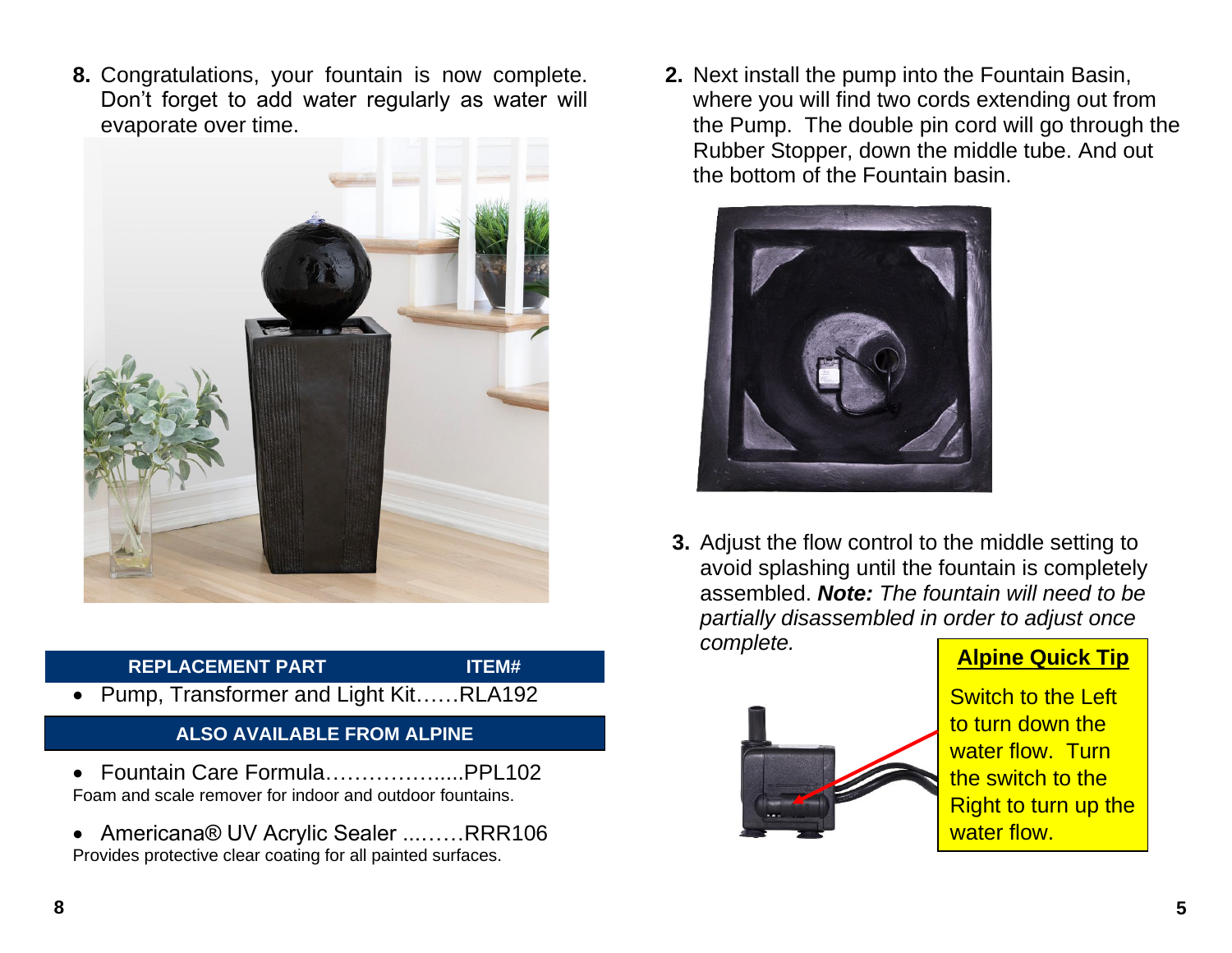**8.** Congratulations, your fountain is now complete. Don't forget to add water regularly as water will evaporate over time.

| REPLACEMENT PART | ITEM# |
|---|---|

- Pump, Transformer and Light Kit……RLA192

**ALSO AVAILABLE FROM ALPINE**

- Fountain Care Formula……………….....PPL102

Foam and scale remover for indoor and outdoor fountains.

- Americana® UV Acrylic Sealer ...……RRR106

Provides protective clear coating for all painted surfaces.

**2.** Next install the pump into the Fountain Basin, where you will find two cords extending out from the Pump. The double pin cord will go through the Rubber Stopper, down the middle tube. And out the bottom of the Fountain basin.

**3.** Adjust the flow control to the middle setting to avoid splashing until the fountain is completely assembled. ***Note:*** *The fountain will need to be partially disassembled in order to adjust once complete.*

**Alpine Quick Tip**

Switch to the Left to turn down the water flow. Turn the switch to the Right to turn up the water flow.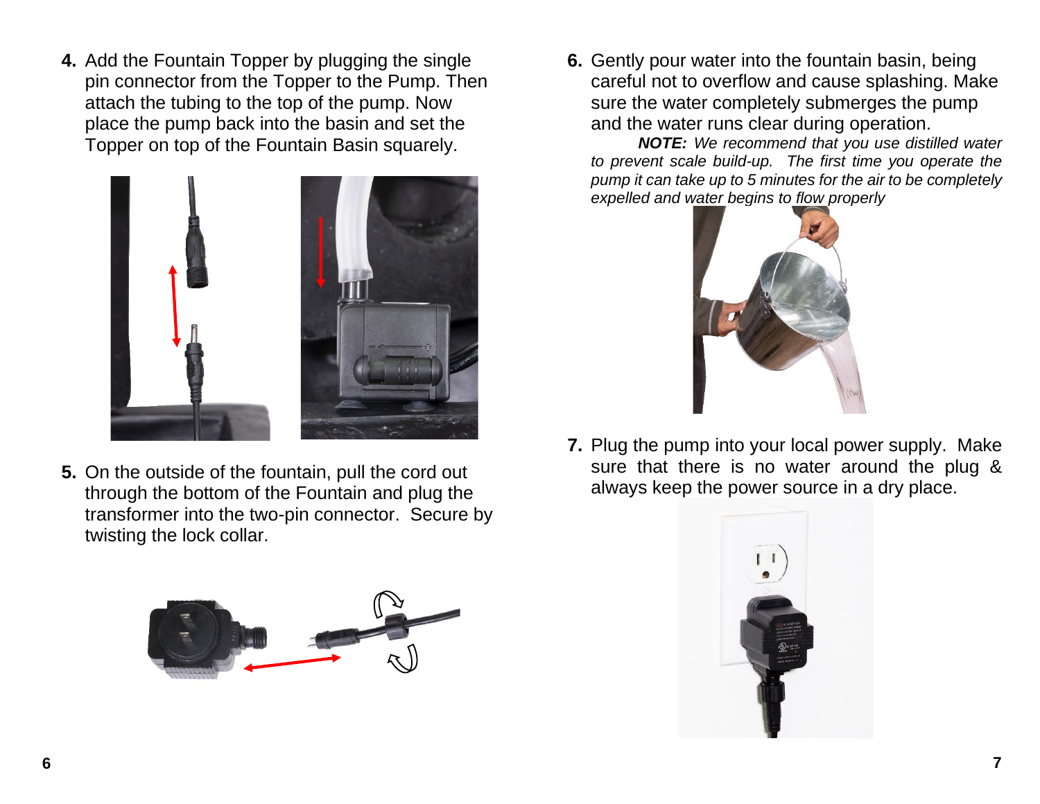4. Add the Fountain Topper by plugging the single pin connector from the Topper to the Pump. Then attach the tubing to the top of the pump. Now place the pump back into the basin and set the Topper on top of the Fountain Basin squarely.

5. On the outside of the fountain, pull the cord out through the bottom of the Fountain and plug the transformer into the two-pin connector. Secure by twisting the lock collar.

6. Gently pour water into the fountain basin, being careful not to overflow and cause splashing. Make sure the water completely submerges the pump and the water runs clear during operation.

   ***NOTE:*** *We recommend that you use distilled water to prevent scale build-up. The first time you operate the pump it can take up to 5 minutes for the air to be completely expelled and water begins to flow properly*

7. Plug the pump into your local power supply. Make sure that there is no water around the plug & always keep the power source in a dry place.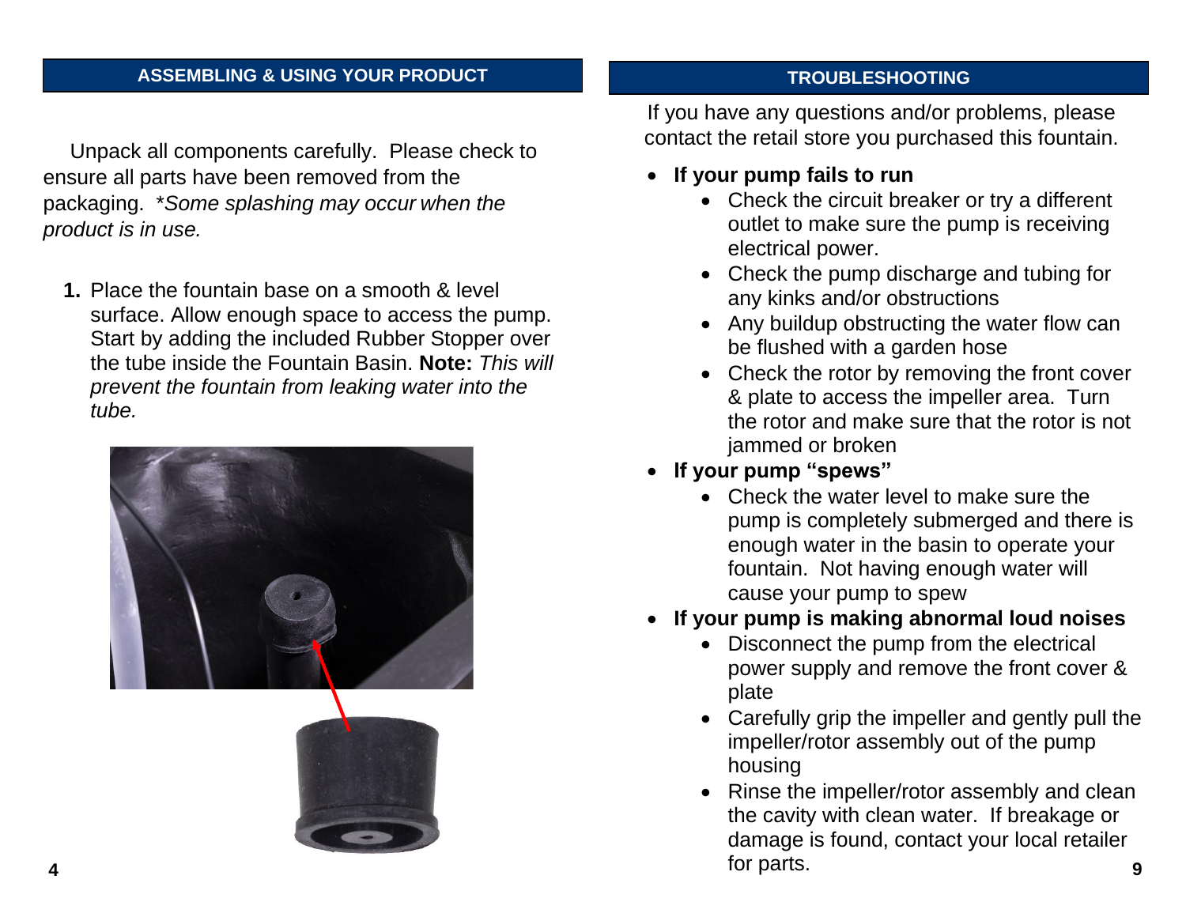## ASSEMBLING & USING YOUR PRODUCT

Unpack all components carefully. Please check to ensure all parts have been removed from the packaging. **Some splashing may occur when the product is in use.*

1. Place the fountain base on a smooth & level surface. Allow enough space to access the pump. Start by adding the included Rubber Stopper over the tube inside the Fountain Basin. **Note:** *This will prevent the fountain from leaking water into the tube.*

## TROUBLESHOOTING

If you have any questions and/or problems, please contact the retail store you purchased this fountain.

- **If your pump fails to run**
  - Check the circuit breaker or try a different outlet to make sure the pump is receiving electrical power.
  - Check the pump discharge and tubing for any kinks and/or obstructions
  - Any buildup obstructing the water flow can be flushed with a garden hose
  - Check the rotor by removing the front cover & plate to access the impeller area. Turn the rotor and make sure that the rotor is not jammed or broken
- **If your pump "spews"**
  - Check the water level to make sure the pump is completely submerged and there is enough water in the basin to operate your fountain. Not having enough water will cause your pump to spew
- **If your pump is making abnormal loud noises**
  - Disconnect the pump from the electrical power supply and remove the front cover & plate
  - Carefully grip the impeller and gently pull the impeller/rotor assembly out of the pump housing
  - Rinse the impeller/rotor assembly and clean the cavity with clean water. If breakage or damage is found, contact your local retailer for parts.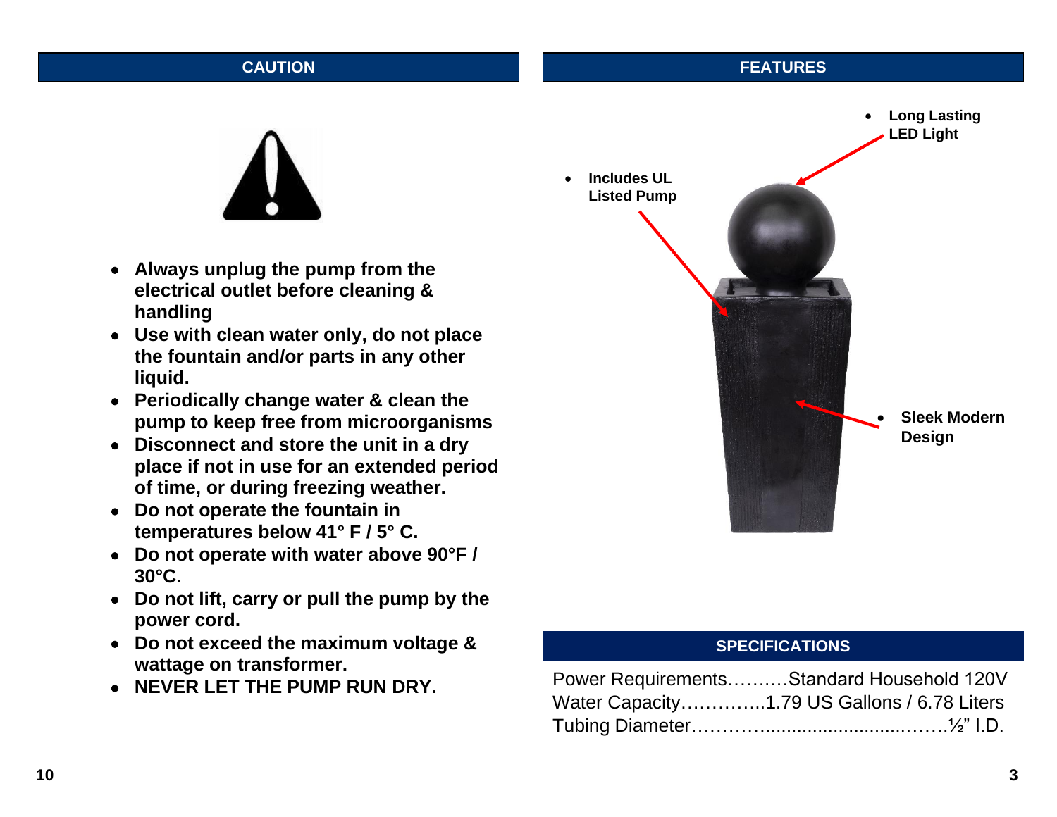## CAUTION

- **Always unplug the pump from the electrical outlet before cleaning & handling**
- **Use with clean water only, do not place the fountain and/or parts in any other liquid.**
- **Periodically change water & clean the pump to keep free from microorganisms**
- **Disconnect and store the unit in a dry place if not in use for an extended period of time, or during freezing weather.**
- **Do not operate the fountain in temperatures below 41° F / 5° C.**
- **Do not operate with water above 90°F / 30°C.**
- **Do not lift, carry or pull the pump by the power cord.**
- **Do not exceed the maximum voltage & wattage on transformer.**
- **NEVER LET THE PUMP RUN DRY.**

## FEATURES

- **Long Lasting LED Light**
- **Includes UL Listed Pump**
- **Sleek Modern Design**

## SPECIFICATIONS

Power Requirements……..…Standard Household 120V
Water Capacity…………...1.79 US Gallons / 6.78 Liters
Tubing Diameter………….............................……½" I.D.